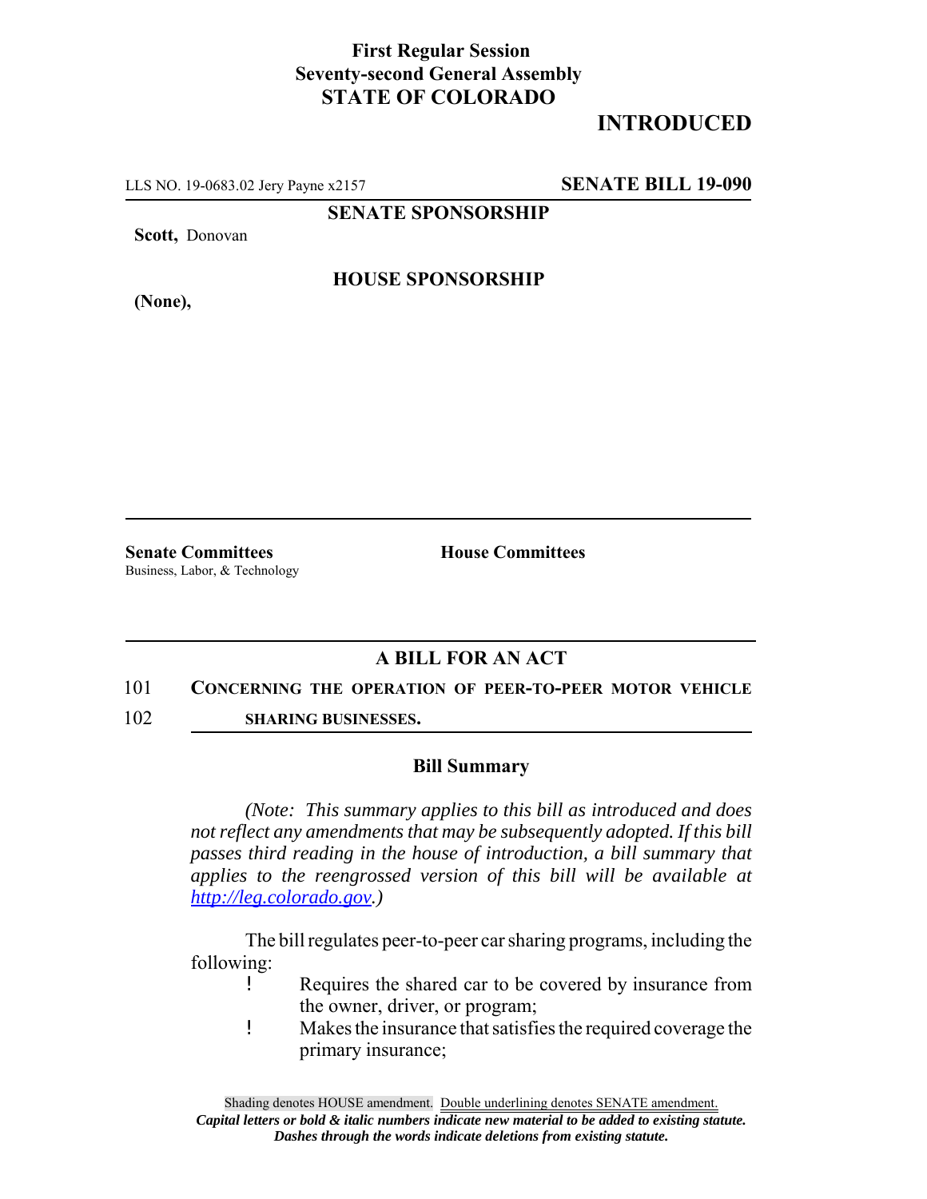**First Regular Session**
**Seventy-second General Assembly**
**STATE OF COLORADO**

**INTRODUCED**

LLS NO. 19-0683.02 Jery Payne x2157 **SENATE BILL 19-090**

**SENATE SPONSORSHIP**

**Scott,** Donovan

**HOUSE SPONSORSHIP**

**(None),**

**Senate Committees**
Business, Labor, & Technology

**House Committees**

## A BILL FOR AN ACT

101 **CONCERNING THE OPERATION OF PEER-TO-PEER MOTOR VEHICLE**
102 **SHARING BUSINESSES.**

### Bill Summary

*(Note: This summary applies to this bill as introduced and does not reflect any amendments that may be subsequently adopted. If this bill passes third reading in the house of introduction, a bill summary that applies to the reengrossed version of this bill will be available at http://leg.colorado.gov.)*

The bill regulates peer-to-peer car sharing programs, including the following:

- Requires the shared car to be covered by insurance from the owner, driver, or program;
- Makes the insurance that satisfies the required coverage the primary insurance;

Shading denotes HOUSE amendment. Double underlining denotes SENATE amendment.
*Capital letters or bold & italic numbers indicate new material to be added to existing statute.*
*Dashes through the words indicate deletions from existing statute.*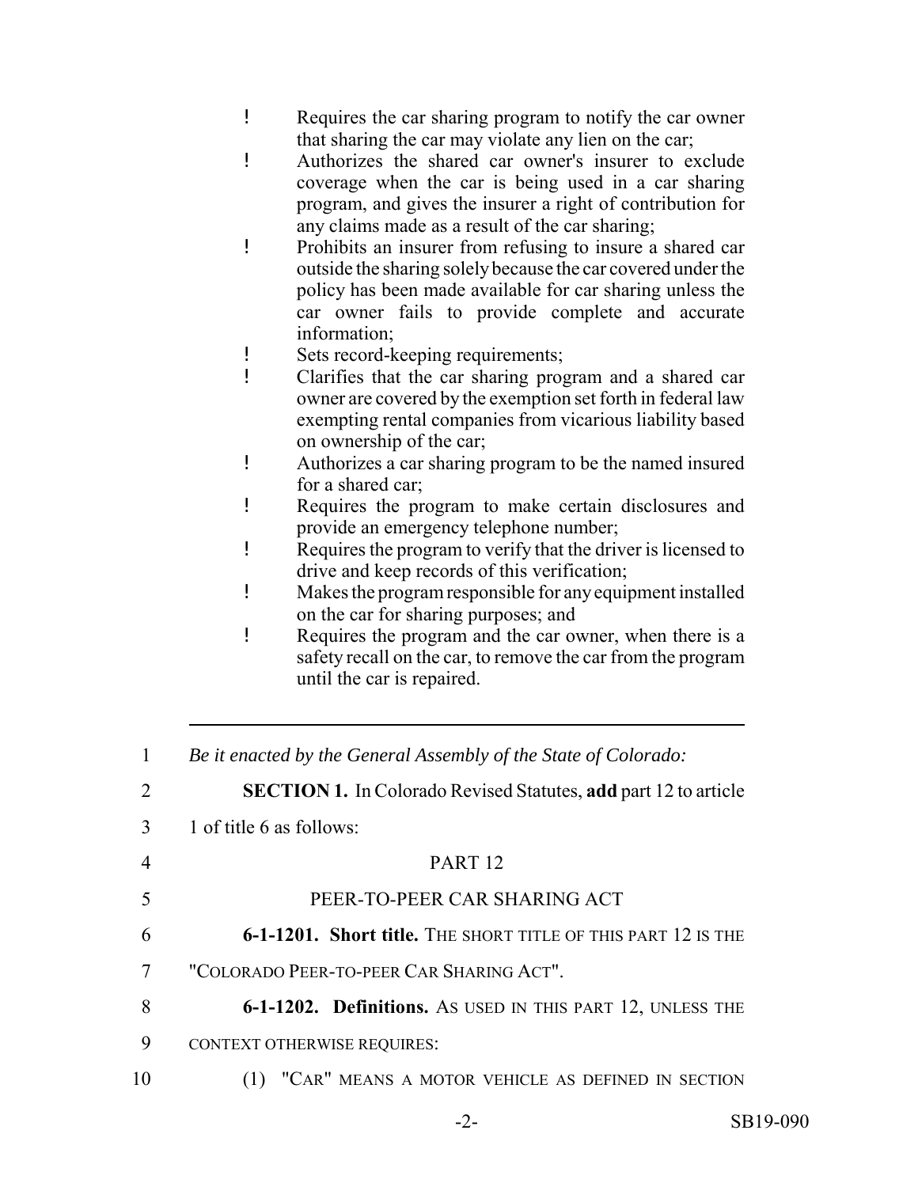- Requires the car sharing program to notify the car owner that sharing the car may violate any lien on the car;
- Authorizes the shared car owner's insurer to exclude coverage when the car is being used in a car sharing program, and gives the insurer a right of contribution for any claims made as a result of the car sharing;
- Prohibits an insurer from refusing to insure a shared car outside the sharing solely because the car covered under the policy has been made available for car sharing unless the car owner fails to provide complete and accurate information;
- Sets record-keeping requirements;
- Clarifies that the car sharing program and a shared car owner are covered by the exemption set forth in federal law exempting rental companies from vicarious liability based on ownership of the car;
- Authorizes a car sharing program to be the named insured for a shared car;
- Requires the program to make certain disclosures and provide an emergency telephone number;
- Requires the program to verify that the driver is licensed to drive and keep records of this verification;
- Makes the program responsible for any equipment installed on the car for sharing purposes; and
- Requires the program and the car owner, when there is a safety recall on the car, to remove the car from the program until the car is repaired.

---

1 *Be it enacted by the General Assembly of the State of Colorado:*

2 **SECTION 1.** In Colorado Revised Statutes, **add** part 12 to article
3 1 of title 6 as follows:

4 PART 12

5 PEER-TO-PEER CAR SHARING ACT

6 **6-1-1201. Short title.** THE SHORT TITLE OF THIS PART 12 IS THE
7 "COLORADO PEER-TO-PEER CAR SHARING ACT".

8 **6-1-1202. Definitions.** AS USED IN THIS PART 12, UNLESS THE
9 CONTEXT OTHERWISE REQUIRES:

10 (1) "CAR" MEANS A MOTOR VEHICLE AS DEFINED IN SECTION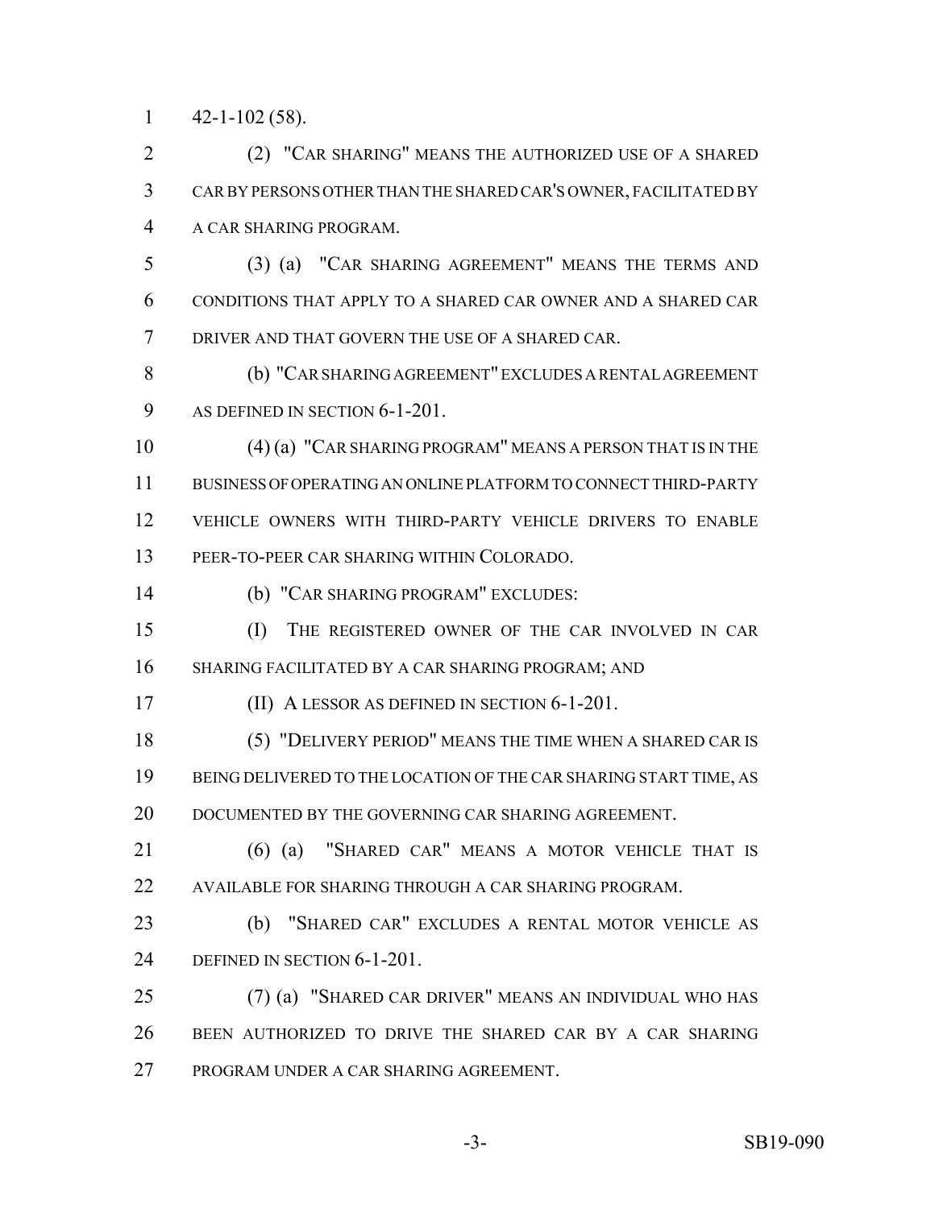42-1-102 (58).

(2) "CAR SHARING" MEANS THE AUTHORIZED USE OF A SHARED CAR BY PERSONS OTHER THAN THE SHARED CAR'S OWNER, FACILITATED BY A CAR SHARING PROGRAM.

(3) (a) "CAR SHARING AGREEMENT" MEANS THE TERMS AND CONDITIONS THAT APPLY TO A SHARED CAR OWNER AND A SHARED CAR DRIVER AND THAT GOVERN THE USE OF A SHARED CAR.

(b) "CAR SHARING AGREEMENT" EXCLUDES A RENTAL AGREEMENT AS DEFINED IN SECTION 6-1-201.

(4) (a) "CAR SHARING PROGRAM" MEANS A PERSON THAT IS IN THE BUSINESS OF OPERATING AN ONLINE PLATFORM TO CONNECT THIRD-PARTY VEHICLE OWNERS WITH THIRD-PARTY VEHICLE DRIVERS TO ENABLE PEER-TO-PEER CAR SHARING WITHIN COLORADO.

(b) "CAR SHARING PROGRAM" EXCLUDES:

(I) THE REGISTERED OWNER OF THE CAR INVOLVED IN CAR SHARING FACILITATED BY A CAR SHARING PROGRAM; AND

(II) A LESSOR AS DEFINED IN SECTION 6-1-201.

(5) "DELIVERY PERIOD" MEANS THE TIME WHEN A SHARED CAR IS BEING DELIVERED TO THE LOCATION OF THE CAR SHARING START TIME, AS DOCUMENTED BY THE GOVERNING CAR SHARING AGREEMENT.

(6) (a) "SHARED CAR" MEANS A MOTOR VEHICLE THAT IS AVAILABLE FOR SHARING THROUGH A CAR SHARING PROGRAM.

(b) "SHARED CAR" EXCLUDES A RENTAL MOTOR VEHICLE AS DEFINED IN SECTION 6-1-201.

(7) (a) "SHARED CAR DRIVER" MEANS AN INDIVIDUAL WHO HAS BEEN AUTHORIZED TO DRIVE THE SHARED CAR BY A CAR SHARING PROGRAM UNDER A CAR SHARING AGREEMENT.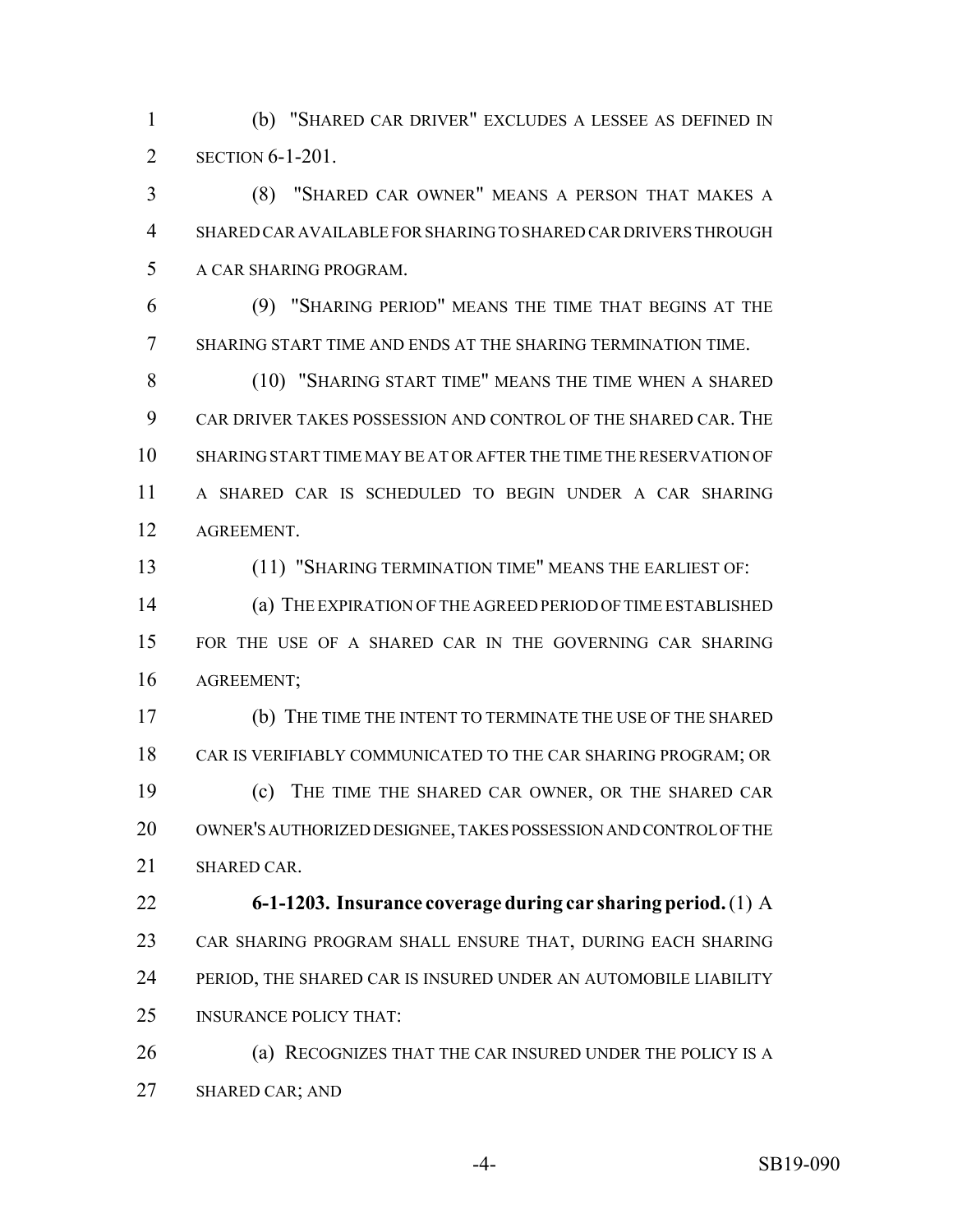(b) "SHARED CAR DRIVER" EXCLUDES A LESSEE AS DEFINED IN SECTION 6-1-201.

(8) "SHARED CAR OWNER" MEANS A PERSON THAT MAKES A SHARED CAR AVAILABLE FOR SHARING TO SHARED CAR DRIVERS THROUGH A CAR SHARING PROGRAM.

(9) "SHARING PERIOD" MEANS THE TIME THAT BEGINS AT THE SHARING START TIME AND ENDS AT THE SHARING TERMINATION TIME.

(10) "SHARING START TIME" MEANS THE TIME WHEN A SHARED CAR DRIVER TAKES POSSESSION AND CONTROL OF THE SHARED CAR. THE SHARING START TIME MAY BE AT OR AFTER THE TIME THE RESERVATION OF A SHARED CAR IS SCHEDULED TO BEGIN UNDER A CAR SHARING AGREEMENT.

(11) "SHARING TERMINATION TIME" MEANS THE EARLIEST OF:

(a) THE EXPIRATION OF THE AGREED PERIOD OF TIME ESTABLISHED FOR THE USE OF A SHARED CAR IN THE GOVERNING CAR SHARING AGREEMENT;

(b) THE TIME THE INTENT TO TERMINATE THE USE OF THE SHARED CAR IS VERIFIABLY COMMUNICATED TO THE CAR SHARING PROGRAM; OR

(c) THE TIME THE SHARED CAR OWNER, OR THE SHARED CAR OWNER'S AUTHORIZED DESIGNEE, TAKES POSSESSION AND CONTROL OF THE SHARED CAR.

**6-1-1203. Insurance coverage during car sharing period.** (1) A CAR SHARING PROGRAM SHALL ENSURE THAT, DURING EACH SHARING PERIOD, THE SHARED CAR IS INSURED UNDER AN AUTOMOBILE LIABILITY INSURANCE POLICY THAT:

(a) RECOGNIZES THAT THE CAR INSURED UNDER THE POLICY IS A SHARED CAR; AND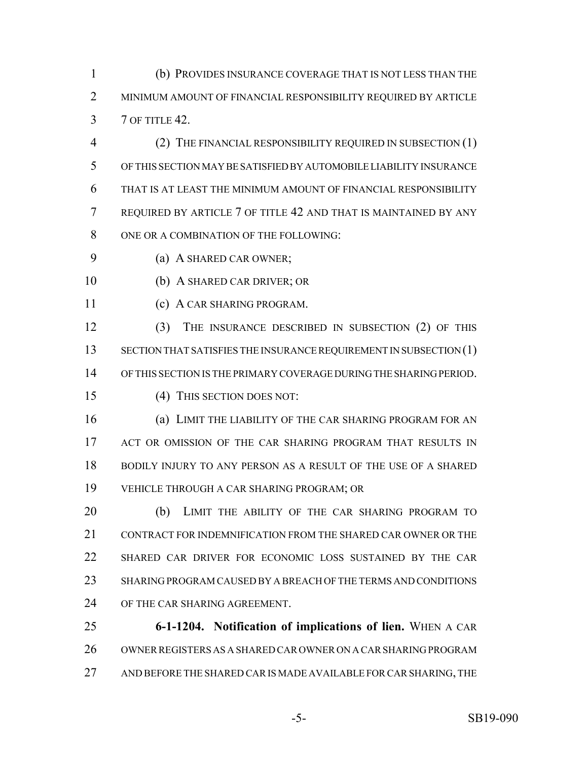(b) PROVIDES INSURANCE COVERAGE THAT IS NOT LESS THAN THE MINIMUM AMOUNT OF FINANCIAL RESPONSIBILITY REQUIRED BY ARTICLE 7 OF TITLE 42.

(2) THE FINANCIAL RESPONSIBILITY REQUIRED IN SUBSECTION (1) OF THIS SECTION MAY BE SATISFIED BY AUTOMOBILE LIABILITY INSURANCE THAT IS AT LEAST THE MINIMUM AMOUNT OF FINANCIAL RESPONSIBILITY REQUIRED BY ARTICLE 7 OF TITLE 42 AND THAT IS MAINTAINED BY ANY ONE OR A COMBINATION OF THE FOLLOWING:

(a) A SHARED CAR OWNER;

(b) A SHARED CAR DRIVER; OR

(c) A CAR SHARING PROGRAM.

(3) THE INSURANCE DESCRIBED IN SUBSECTION (2) OF THIS SECTION THAT SATISFIES THE INSURANCE REQUIREMENT IN SUBSECTION (1) OF THIS SECTION IS THE PRIMARY COVERAGE DURING THE SHARING PERIOD.

(4) THIS SECTION DOES NOT:

(a) LIMIT THE LIABILITY OF THE CAR SHARING PROGRAM FOR AN ACT OR OMISSION OF THE CAR SHARING PROGRAM THAT RESULTS IN BODILY INJURY TO ANY PERSON AS A RESULT OF THE USE OF A SHARED VEHICLE THROUGH A CAR SHARING PROGRAM; OR

(b) LIMIT THE ABILITY OF THE CAR SHARING PROGRAM TO CONTRACT FOR INDEMNIFICATION FROM THE SHARED CAR OWNER OR THE SHARED CAR DRIVER FOR ECONOMIC LOSS SUSTAINED BY THE CAR SHARING PROGRAM CAUSED BY A BREACH OF THE TERMS AND CONDITIONS OF THE CAR SHARING AGREEMENT.

**6-1-1204. Notification of implications of lien.** WHEN A CAR OWNER REGISTERS AS A SHARED CAR OWNER ON A CAR SHARING PROGRAM AND BEFORE THE SHARED CAR IS MADE AVAILABLE FOR CAR SHARING, THE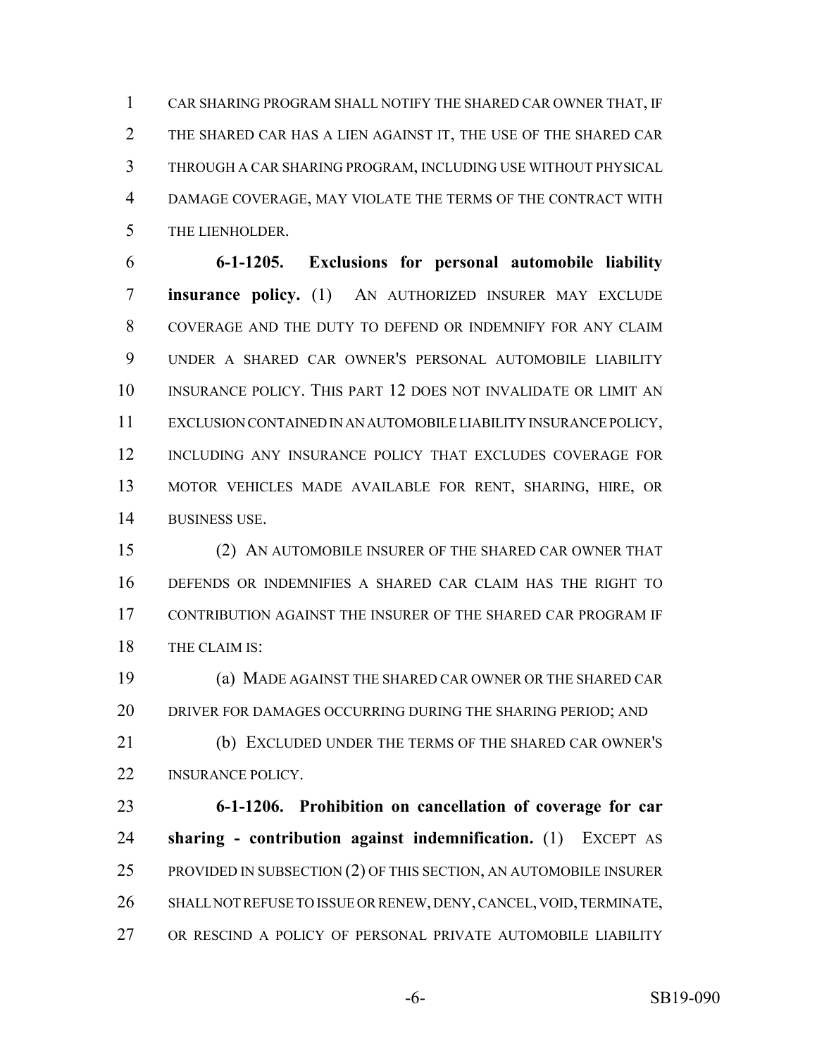CAR SHARING PROGRAM SHALL NOTIFY THE SHARED CAR OWNER THAT, IF THE SHARED CAR HAS A LIEN AGAINST IT, THE USE OF THE SHARED CAR THROUGH A CAR SHARING PROGRAM, INCLUDING USE WITHOUT PHYSICAL DAMAGE COVERAGE, MAY VIOLATE THE TERMS OF THE CONTRACT WITH THE LIENHOLDER.

**6-1-1205. Exclusions for personal automobile liability insurance policy.** (1) AN AUTHORIZED INSURER MAY EXCLUDE COVERAGE AND THE DUTY TO DEFEND OR INDEMNIFY FOR ANY CLAIM UNDER A SHARED CAR OWNER'S PERSONAL AUTOMOBILE LIABILITY INSURANCE POLICY. THIS PART 12 DOES NOT INVALIDATE OR LIMIT AN EXCLUSION CONTAINED IN AN AUTOMOBILE LIABILITY INSURANCE POLICY, INCLUDING ANY INSURANCE POLICY THAT EXCLUDES COVERAGE FOR MOTOR VEHICLES MADE AVAILABLE FOR RENT, SHARING, HIRE, OR BUSINESS USE.

(2) AN AUTOMOBILE INSURER OF THE SHARED CAR OWNER THAT DEFENDS OR INDEMNIFIES A SHARED CAR CLAIM HAS THE RIGHT TO CONTRIBUTION AGAINST THE INSURER OF THE SHARED CAR PROGRAM IF THE CLAIM IS:

(a) MADE AGAINST THE SHARED CAR OWNER OR THE SHARED CAR DRIVER FOR DAMAGES OCCURRING DURING THE SHARING PERIOD; AND

(b) EXCLUDED UNDER THE TERMS OF THE SHARED CAR OWNER'S INSURANCE POLICY.

**6-1-1206. Prohibition on cancellation of coverage for car sharing - contribution against indemnification.** (1) EXCEPT AS PROVIDED IN SUBSECTION (2) OF THIS SECTION, AN AUTOMOBILE INSURER SHALL NOT REFUSE TO ISSUE OR RENEW, DENY, CANCEL, VOID, TERMINATE, OR RESCIND A POLICY OF PERSONAL PRIVATE AUTOMOBILE LIABILITY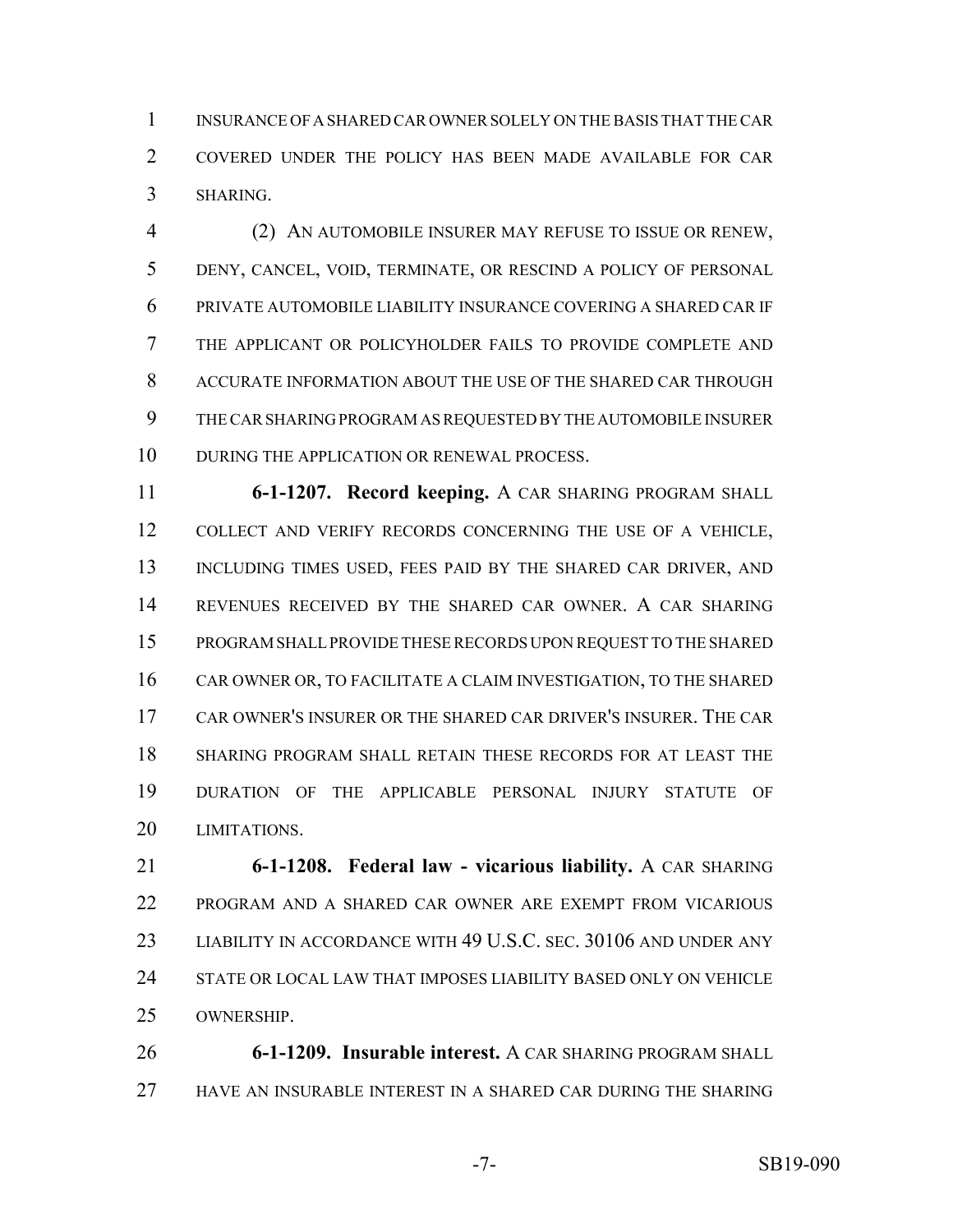INSURANCE OF A SHARED CAR OWNER SOLELY ON THE BASIS THAT THE CAR COVERED UNDER THE POLICY HAS BEEN MADE AVAILABLE FOR CAR SHARING.

(2) AN AUTOMOBILE INSURER MAY REFUSE TO ISSUE OR RENEW, DENY, CANCEL, VOID, TERMINATE, OR RESCIND A POLICY OF PERSONAL PRIVATE AUTOMOBILE LIABILITY INSURANCE COVERING A SHARED CAR IF THE APPLICANT OR POLICYHOLDER FAILS TO PROVIDE COMPLETE AND ACCURATE INFORMATION ABOUT THE USE OF THE SHARED CAR THROUGH THE CAR SHARING PROGRAM AS REQUESTED BY THE AUTOMOBILE INSURER DURING THE APPLICATION OR RENEWAL PROCESS.

**6-1-1207. Record keeping.** A CAR SHARING PROGRAM SHALL COLLECT AND VERIFY RECORDS CONCERNING THE USE OF A VEHICLE, INCLUDING TIMES USED, FEES PAID BY THE SHARED CAR DRIVER, AND REVENUES RECEIVED BY THE SHARED CAR OWNER. A CAR SHARING PROGRAM SHALL PROVIDE THESE RECORDS UPON REQUEST TO THE SHARED CAR OWNER OR, TO FACILITATE A CLAIM INVESTIGATION, TO THE SHARED CAR OWNER'S INSURER OR THE SHARED CAR DRIVER'S INSURER. THE CAR SHARING PROGRAM SHALL RETAIN THESE RECORDS FOR AT LEAST THE DURATION OF THE APPLICABLE PERSONAL INJURY STATUTE OF LIMITATIONS.

**6-1-1208. Federal law - vicarious liability.** A CAR SHARING PROGRAM AND A SHARED CAR OWNER ARE EXEMPT FROM VICARIOUS LIABILITY IN ACCORDANCE WITH 49 U.S.C. SEC. 30106 AND UNDER ANY STATE OR LOCAL LAW THAT IMPOSES LIABILITY BASED ONLY ON VEHICLE OWNERSHIP.

**6-1-1209. Insurable interest.** A CAR SHARING PROGRAM SHALL HAVE AN INSURABLE INTEREST IN A SHARED CAR DURING THE SHARING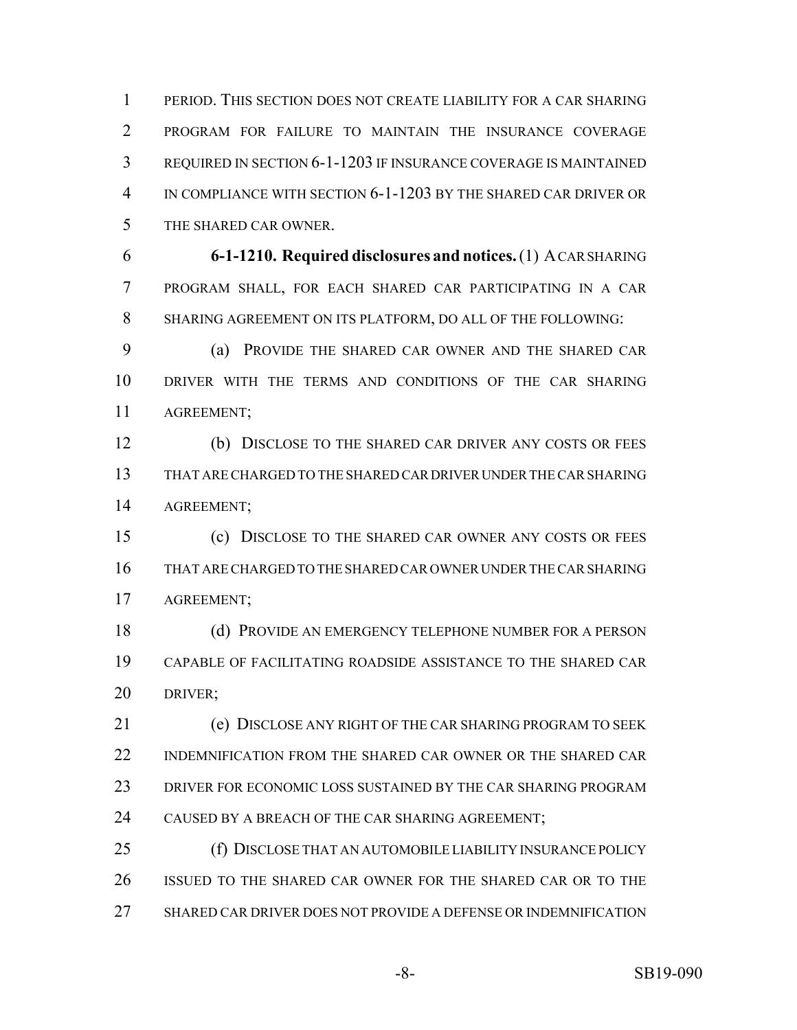PERIOD. THIS SECTION DOES NOT CREATE LIABILITY FOR A CAR SHARING PROGRAM FOR FAILURE TO MAINTAIN THE INSURANCE COVERAGE REQUIRED IN SECTION 6-1-1203 IF INSURANCE COVERAGE IS MAINTAINED IN COMPLIANCE WITH SECTION 6-1-1203 BY THE SHARED CAR DRIVER OR THE SHARED CAR OWNER.

**6-1-1210. Required disclosures and notices.** (1) A CAR SHARING PROGRAM SHALL, FOR EACH SHARED CAR PARTICIPATING IN A CAR SHARING AGREEMENT ON ITS PLATFORM, DO ALL OF THE FOLLOWING:

(a) PROVIDE THE SHARED CAR OWNER AND THE SHARED CAR DRIVER WITH THE TERMS AND CONDITIONS OF THE CAR SHARING AGREEMENT;

(b) DISCLOSE TO THE SHARED CAR DRIVER ANY COSTS OR FEES THAT ARE CHARGED TO THE SHARED CAR DRIVER UNDER THE CAR SHARING AGREEMENT;

(c) DISCLOSE TO THE SHARED CAR OWNER ANY COSTS OR FEES THAT ARE CHARGED TO THE SHARED CAR OWNER UNDER THE CAR SHARING AGREEMENT;

(d) PROVIDE AN EMERGENCY TELEPHONE NUMBER FOR A PERSON CAPABLE OF FACILITATING ROADSIDE ASSISTANCE TO THE SHARED CAR DRIVER;

(e) DISCLOSE ANY RIGHT OF THE CAR SHARING PROGRAM TO SEEK INDEMNIFICATION FROM THE SHARED CAR OWNER OR THE SHARED CAR DRIVER FOR ECONOMIC LOSS SUSTAINED BY THE CAR SHARING PROGRAM CAUSED BY A BREACH OF THE CAR SHARING AGREEMENT;

(f) DISCLOSE THAT AN AUTOMOBILE LIABILITY INSURANCE POLICY ISSUED TO THE SHARED CAR OWNER FOR THE SHARED CAR OR TO THE SHARED CAR DRIVER DOES NOT PROVIDE A DEFENSE OR INDEMNIFICATION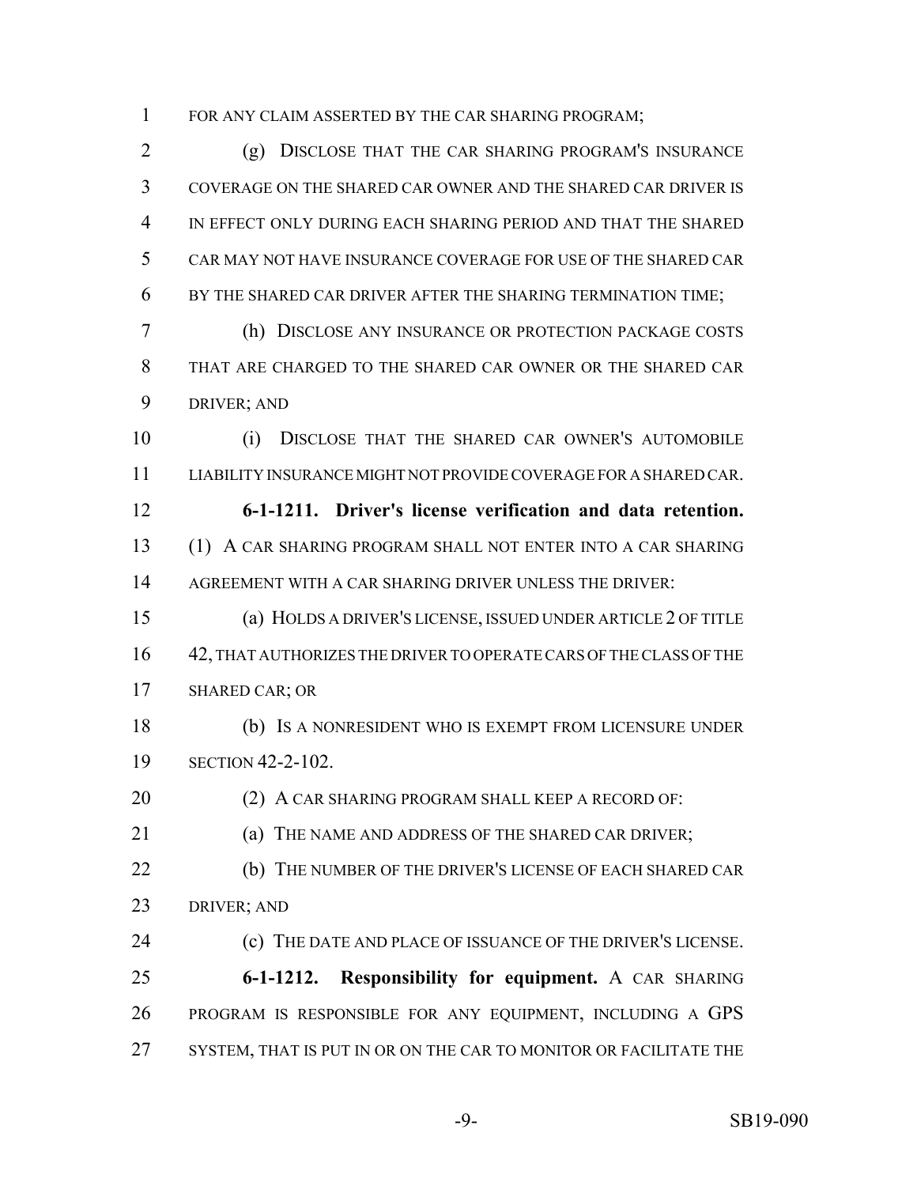FOR ANY CLAIM ASSERTED BY THE CAR SHARING PROGRAM;

(g) DISCLOSE THAT THE CAR SHARING PROGRAM'S INSURANCE COVERAGE ON THE SHARED CAR OWNER AND THE SHARED CAR DRIVER IS IN EFFECT ONLY DURING EACH SHARING PERIOD AND THAT THE SHARED CAR MAY NOT HAVE INSURANCE COVERAGE FOR USE OF THE SHARED CAR BY THE SHARED CAR DRIVER AFTER THE SHARING TERMINATION TIME;

(h) DISCLOSE ANY INSURANCE OR PROTECTION PACKAGE COSTS THAT ARE CHARGED TO THE SHARED CAR OWNER OR THE SHARED CAR DRIVER; AND

(i) DISCLOSE THAT THE SHARED CAR OWNER'S AUTOMOBILE LIABILITY INSURANCE MIGHT NOT PROVIDE COVERAGE FOR A SHARED CAR.

**6-1-1211. Driver's license verification and data retention.** (1) A CAR SHARING PROGRAM SHALL NOT ENTER INTO A CAR SHARING AGREEMENT WITH A CAR SHARING DRIVER UNLESS THE DRIVER:

(a) HOLDS A DRIVER'S LICENSE, ISSUED UNDER ARTICLE 2 OF TITLE 42, THAT AUTHORIZES THE DRIVER TO OPERATE CARS OF THE CLASS OF THE SHARED CAR; OR

(b) IS A NONRESIDENT WHO IS EXEMPT FROM LICENSURE UNDER SECTION 42-2-102.

(2) A CAR SHARING PROGRAM SHALL KEEP A RECORD OF:

(a) THE NAME AND ADDRESS OF THE SHARED CAR DRIVER;

(b) THE NUMBER OF THE DRIVER'S LICENSE OF EACH SHARED CAR DRIVER; AND

(c) THE DATE AND PLACE OF ISSUANCE OF THE DRIVER'S LICENSE.

**6-1-1212. Responsibility for equipment.** A CAR SHARING PROGRAM IS RESPONSIBLE FOR ANY EQUIPMENT, INCLUDING A GPS SYSTEM, THAT IS PUT IN OR ON THE CAR TO MONITOR OR FACILITATE THE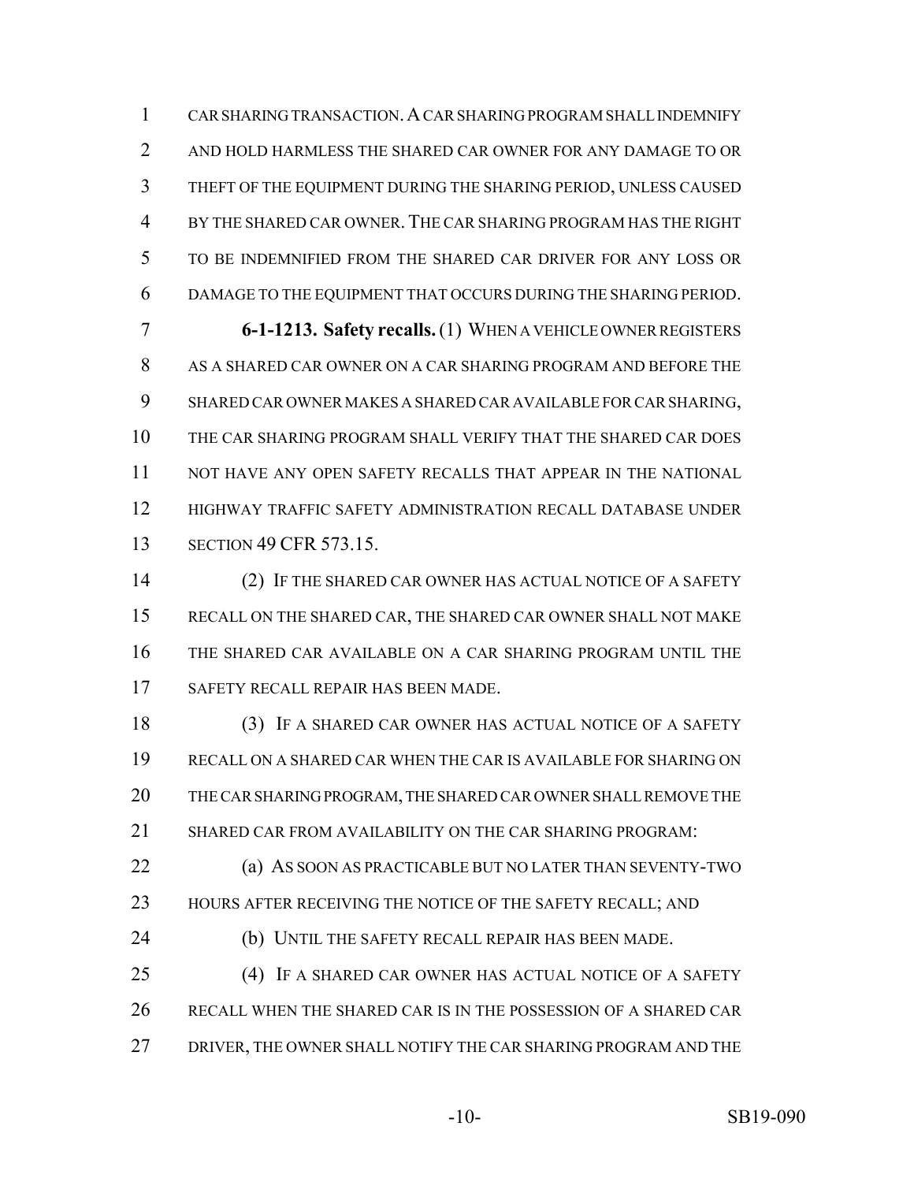CAR SHARING TRANSACTION. A CAR SHARING PROGRAM SHALL INDEMNIFY AND HOLD HARMLESS THE SHARED CAR OWNER FOR ANY DAMAGE TO OR THEFT OF THE EQUIPMENT DURING THE SHARING PERIOD, UNLESS CAUSED BY THE SHARED CAR OWNER. THE CAR SHARING PROGRAM HAS THE RIGHT TO BE INDEMNIFIED FROM THE SHARED CAR DRIVER FOR ANY LOSS OR DAMAGE TO THE EQUIPMENT THAT OCCURS DURING THE SHARING PERIOD.

**6-1-1213. Safety recalls.** (1) WHEN A VEHICLE OWNER REGISTERS AS A SHARED CAR OWNER ON A CAR SHARING PROGRAM AND BEFORE THE SHARED CAR OWNER MAKES A SHARED CAR AVAILABLE FOR CAR SHARING, THE CAR SHARING PROGRAM SHALL VERIFY THAT THE SHARED CAR DOES NOT HAVE ANY OPEN SAFETY RECALLS THAT APPEAR IN THE NATIONAL HIGHWAY TRAFFIC SAFETY ADMINISTRATION RECALL DATABASE UNDER SECTION 49 CFR 573.15.

(2) IF THE SHARED CAR OWNER HAS ACTUAL NOTICE OF A SAFETY RECALL ON THE SHARED CAR, THE SHARED CAR OWNER SHALL NOT MAKE THE SHARED CAR AVAILABLE ON A CAR SHARING PROGRAM UNTIL THE SAFETY RECALL REPAIR HAS BEEN MADE.

(3) IF A SHARED CAR OWNER HAS ACTUAL NOTICE OF A SAFETY RECALL ON A SHARED CAR WHEN THE CAR IS AVAILABLE FOR SHARING ON THE CAR SHARING PROGRAM, THE SHARED CAR OWNER SHALL REMOVE THE SHARED CAR FROM AVAILABILITY ON THE CAR SHARING PROGRAM:

(a) AS SOON AS PRACTICABLE BUT NO LATER THAN SEVENTY-TWO HOURS AFTER RECEIVING THE NOTICE OF THE SAFETY RECALL; AND

(b) UNTIL THE SAFETY RECALL REPAIR HAS BEEN MADE.

(4) IF A SHARED CAR OWNER HAS ACTUAL NOTICE OF A SAFETY RECALL WHEN THE SHARED CAR IS IN THE POSSESSION OF A SHARED CAR DRIVER, THE OWNER SHALL NOTIFY THE CAR SHARING PROGRAM AND THE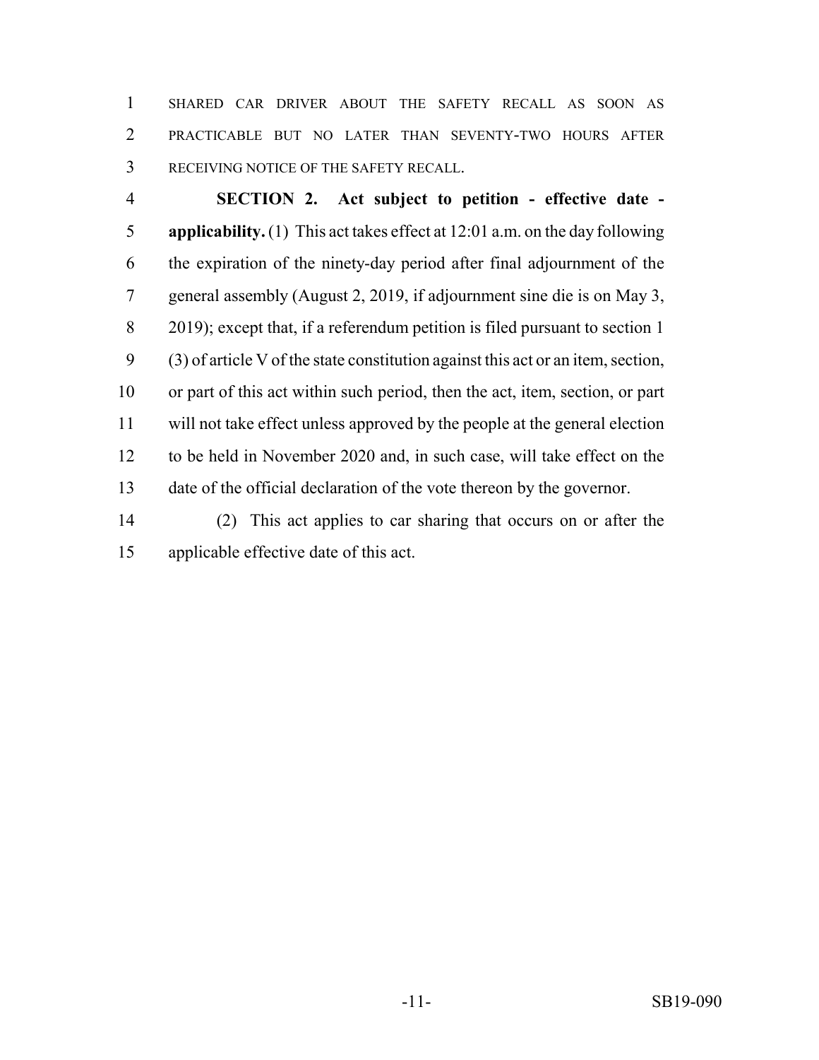SHARED CAR DRIVER ABOUT THE SAFETY RECALL AS SOON AS PRACTICABLE BUT NO LATER THAN SEVENTY-TWO HOURS AFTER RECEIVING NOTICE OF THE SAFETY RECALL.

**SECTION 2. Act subject to petition - effective date - applicability.** (1) This act takes effect at 12:01 a.m. on the day following the expiration of the ninety-day period after final adjournment of the general assembly (August 2, 2019, if adjournment sine die is on May 3, 2019); except that, if a referendum petition is filed pursuant to section 1 (3) of article V of the state constitution against this act or an item, section, or part of this act within such period, then the act, item, section, or part will not take effect unless approved by the people at the general election to be held in November 2020 and, in such case, will take effect on the date of the official declaration of the vote thereon by the governor.

(2) This act applies to car sharing that occurs on or after the applicable effective date of this act.